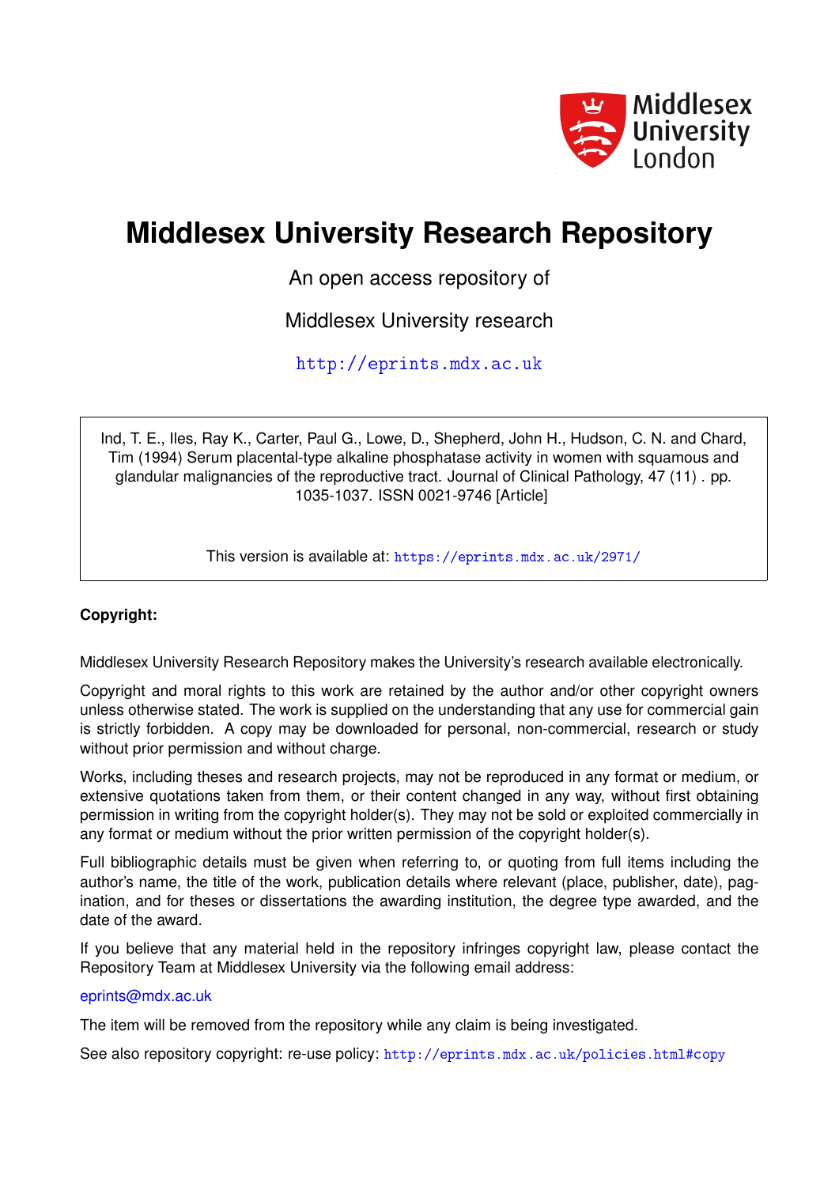Middlesex University London

# Middlesex University Research Repository

An open access repository of

Middlesex University research

http://eprints.mdx.ac.uk

Ind, T. E., Iles, Ray K., Carter, Paul G., Lowe, D., Shepherd, John H., Hudson, C. N. and Chard, Tim (1994) Serum placental-type alkaline phosphatase activity in women with squamous and glandular malignancies of the reproductive tract. Journal of Clinical Pathology, 47 (11) . pp. 1035-1037. ISSN 0021-9746 [Article]

This version is available at: https://eprints.mdx.ac.uk/2971/

**Copyright:**

Middlesex University Research Repository makes the University's research available electronically.

Copyright and moral rights to this work are retained by the author and/or other copyright owners unless otherwise stated. The work is supplied on the understanding that any use for commercial gain is strictly forbidden. A copy may be downloaded for personal, non-commercial, research or study without prior permission and without charge.

Works, including theses and research projects, may not be reproduced in any format or medium, or extensive quotations taken from them, or their content changed in any way, without first obtaining permission in writing from the copyright holder(s). They may not be sold or exploited commercially in any format or medium without the prior written permission of the copyright holder(s).

Full bibliographic details must be given when referring to, or quoting from full items including the author's name, the title of the work, publication details where relevant (place, publisher, date), pagination, and for theses or dissertations the awarding institution, the degree type awarded, and the date of the award.

If you believe that any material held in the repository infringes copyright law, please contact the Repository Team at Middlesex University via the following email address:

eprints@mdx.ac.uk

The item will be removed from the repository while any claim is being investigated.

See also repository copyright: re-use policy: http://eprints.mdx.ac.uk/policies.html#copy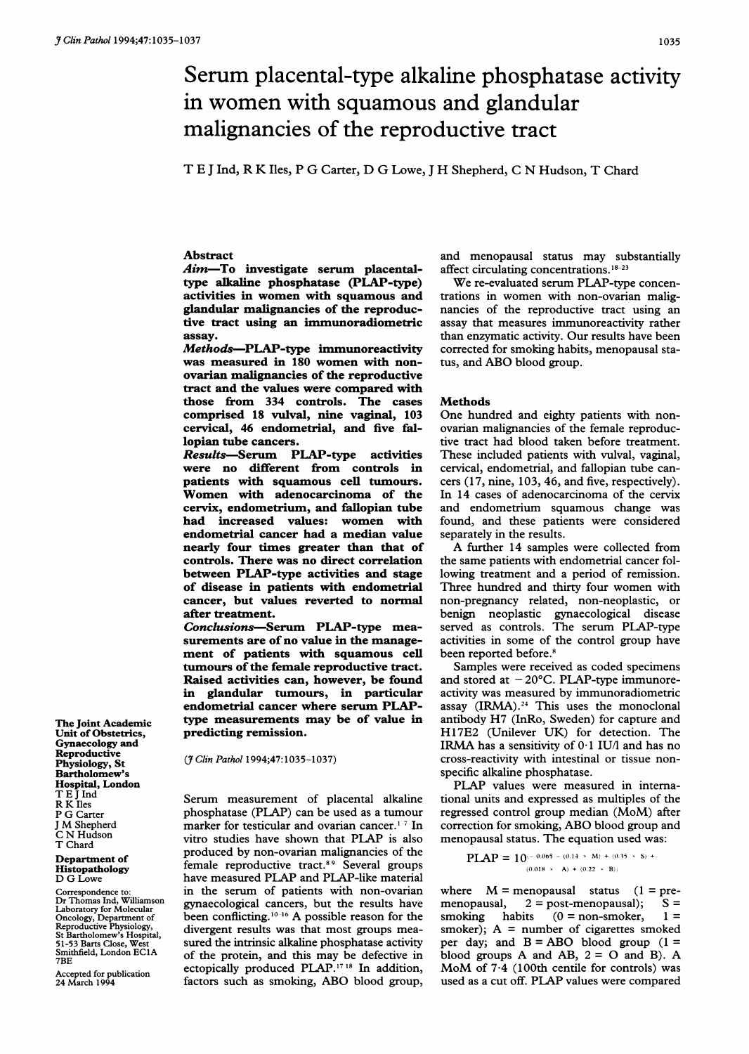# Serum placental-type alkaline phosphatase activity in women with squamous and glandular malignancies of the reproductive tract

T E J Ind, R K Iles, P G Carter, D G Lowe, J H Shepherd, C N Hudson, T Chard

## Abstract

**Aim—To investigate serum placental-type alkaline phosphatase (PLAP-type) activities in women with squamous and glandular malignancies of the reproductive tract using an immunoradiometric assay.**

**Methods—PLAP-type immunoreactivity was measured in 180 women with non-ovarian malignancies of the reproductive tract and the values were compared with those from 334 controls. The cases comprised 18 vulval, nine vaginal, 103 cervical, 46 endometrial, and five fallopian tube cancers.**

**Results—Serum PLAP-type activities were no different from controls in patients with squamous cell tumours. Women with adenocarcinoma of the cervix, endometrium, and fallopian tube had increased values: women with endometrial cancer had a median value nearly four times greater than that of controls. There was no direct correlation between PLAP-type activities and stage of disease in patients with endometrial cancer, but values reverted to normal after treatment.**

**Conclusions—Serum PLAP-type measurements are of no value in the management of patients with squamous cell tumours of the female reproductive tract. Raised activities can, however, be found in glandular tumours, in particular endometrial cancer where serum PLAP-type measurements may be of value in predicting remission.**

(*J Clin Pathol* 1994;47:1035–1037)

Serum measurement of placental alkaline phosphatase (PLAP) can be used as a tumour marker for testicular and ovarian cancer.[1-7] In vitro studies have shown that PLAP is also produced by non-ovarian malignancies of the female reproductive tract.[8,9] Several groups have measured PLAP and PLAP-like material in the serum of patients with non-ovarian gynaecological cancers, but the results have been conflicting.[10-16] A possible reason for the divergent results was that most groups measured the intrinsic alkaline phosphatase activity of the protein, and this may be defective in ectopically produced PLAP.[17,18] In addition, factors such as smoking, ABO blood group, and menopausal status may substantially affect circulating concentrations.[18-23]

We re-evaluated serum PLAP-type concentrations in women with non-ovarian malignancies of the reproductive tract using an assay that measures immunoreactivity rather than enzymatic activity. Our results have been corrected for smoking habits, menopausal status, and ABO blood group.

## Methods

One hundred and eighty patients with non-ovarian malignancies of the female reproductive tract had blood taken before treatment. These included patients with vulval, vaginal, cervical, endometrial, and fallopian tube cancers (17, nine, 103, 46, and five, respectively). In 14 cases of adenocarcinoma of the cervix and endometrium squamous change was found, and these patients were considered separately in the results.

A further 14 samples were collected from the same patients with endometrial cancer following treatment and a period of remission. Three hundred and thirty four women with non-pregnancy related, non-neoplastic, or benign neoplastic gynaecological disease served as controls. The serum PLAP-type activities in some of the control group have been reported before.[8]

Samples were received as coded specimens and stored at −20°C. PLAP-type immunoreactivity was measured by immunoradiometric assay (IRMA).[24] This uses the monoclonal antibody H7 (InRo, Sweden) for capture and H17E2 (Unilever UK) for detection. The IRMA has a sensitivity of 0·1 IU/l and has no cross-reactivity with intestinal or tissue non-specific alkaline phosphatase.

PLAP values were measured in international units and expressed as multiples of the regressed control group median (MoM) after correction for smoking, ABO blood group and menopausal status. The equation used was:

$$PLAP = 10^{(-0.065 - (0.14 \times M) + (0.35 \times S) + (0.018 \times A) + (0.22 \times B))}$$

where M = menopausal status (1 = pre-menopausal, 2 = post-menopausal); S = smoking habits (0 = non-smoker, 1 = smoker); A = number of cigarettes smoked per day; and B = ABO blood group (1 = blood groups A and AB, 2 = O and B). A MoM of 7·4 (100th centile for controls) was used as a cut off. PLAP values were compared

The Joint Academic Unit of Obstetrics, Gynaecology and Reproductive Physiology, St Bartholomew's Hospital, London
T E J Ind
R K Iles
P G Carter
J M Shepherd
C N Hudson
T Chard

Department of Histopathology
D G Lowe

Correspondence to: Dr Thomas Ind, Williamson Laboratory for Molecular Oncology, Department of Reproductive Physiology, St Bartholomew's Hospital, 51-53 Barts Close, West Smithfield, London EC1A 7BE

Accepted for publication 24 March 1994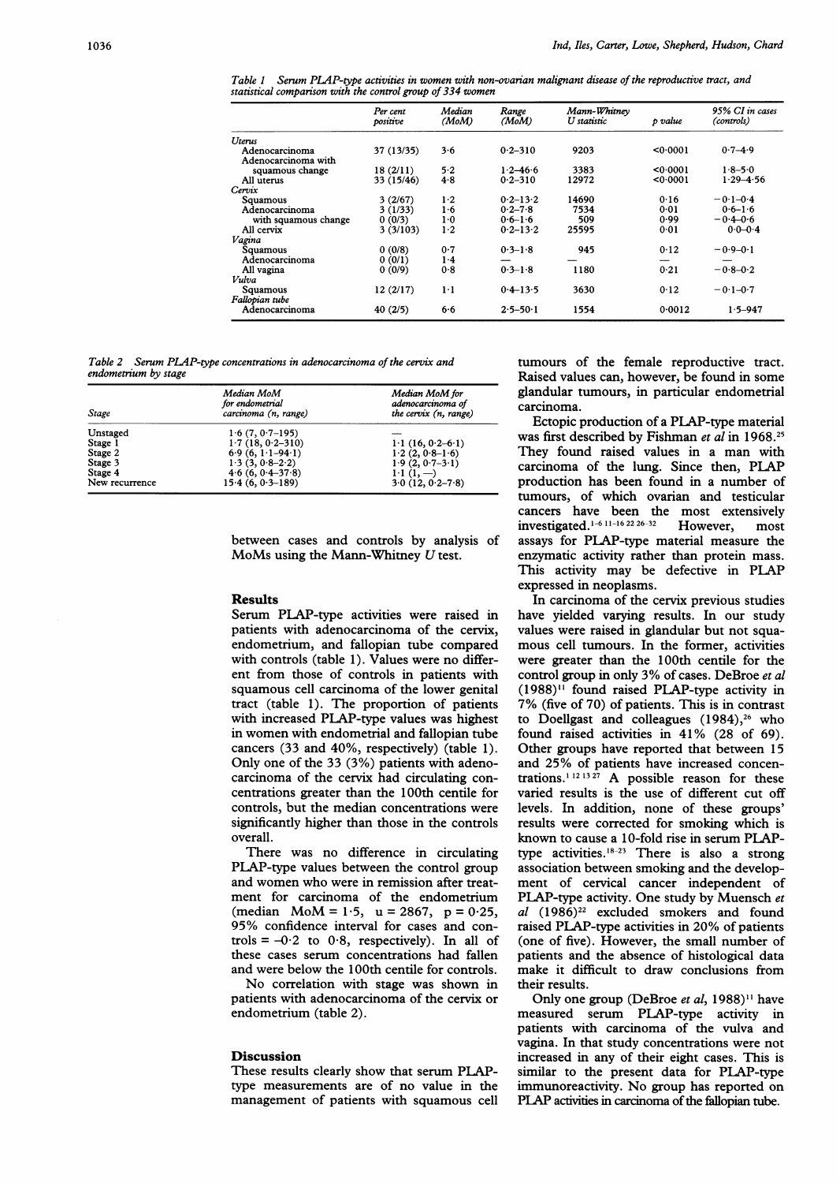*Table 1 Serum PLAP-type activities in women with non-ovarian malignant disease of the reproductive tract, and statistical comparison with the control group of 334 women*

| | Per cent positive | Median (MoM) | Range (MoM) | Mann-Whitney U statistic | p value | 95% CI in cases (controls) |
|---|---|---|---|---|---|---|
| *Uterus* | | | | | | |
| Adenocarcinoma | 37 (13/35) | 3·6 | 0·2–310 | 9203 | <0·0001 | 0·7–4·9 |
| Adenocarcinoma with squamous change | 18 (2/11) | 5·2 | 1·2–46·6 | 3383 | <0·0001 | 1·8–5·0 |
| All uterus | 33 (15/46) | 4·8 | 0·2–310 | 12972 | <0·0001 | 1·29–4·56 |
| *Cervix* | | | | | | |
| Squamous | 3 (2/67) | 1·2 | 0·2–13·2 | 14690 | 0·16 | −0·1–0·4 |
| Adenocarcinoma | 3 (1/33) | 1·6 | 0·2–7·8 | 7534 | 0·01 | 0·6–1·6 |
| with squamous change | 0 (0/3) | 1·0 | 0·6–1·6 | 509 | 0·99 | −0·4–0·6 |
| All cervix | 3 (3/103) | 1·2 | 0·2–13·2 | 25595 | 0·01 | 0·0–0·4 |
| *Vagina* | | | | | | |
| Squamous | 0 (0/8) | 0·7 | 0·3–1·8 | 945 | 0·12 | −0·9–0·1 |
| Adenocarcinoma | 0 (0/1) | 1·4 | — | — | — | — |
| All vagina | 0 (0/9) | 0·8 | 0·3–1·8 | 1180 | 0·21 | −0·8–0·2 |
| *Vulva* | | | | | | |
| Squamous | 12 (2/17) | 1·1 | 0·4–13·5 | 3630 | 0·12 | −0·1–0·7 |
| *Fallopian tube* | | | | | | |
| Adenocarcinoma | 40 (2/5) | 6·6 | 2·5–50·1 | 1554 | 0·0012 | 1·5–947 |

*Table 2 Serum PLAP-type concentrations in adenocarcinoma of the cervix and endometrium by stage*

| Stage | Median MoM for endometrial carcinoma (n, range) | Median MoM for adenocarcinoma of the cervix (n, range) |
|---|---|---|
| Unstaged | 1·6 (7, 0·7–195) | — |
| Stage 1 | 1·7 (18, 0·2–310) | 1·1 (16, 0·2–6·1) |
| Stage 2 | 6·9 (6, 1·1–94·1) | 1·2 (2, 0·8–1·6) |
| Stage 3 | 1·3 (3, 0·8–2·2) | 1·9 (2, 0·7–3·1) |
| Stage 4 | 4·6 (6, 0·4–37·8) | 1·1 (1, —) |
| New recurrence | 15·4 (6, 0·3–189) | 3·0 (12, 0·2–7·8) |

between cases and controls by analysis of MoMs using the Mann-Whitney $U$ test.

## Results

Serum PLAP-type activities were raised in patients with adenocarcinoma of the cervix, endometrium, and fallopian tube compared with controls (table 1). Values were no different from those of controls in patients with squamous cell carcinoma of the lower genital tract (table 1). The proportion of patients with increased PLAP-type values was highest in women with endometrial and fallopian tube cancers (33 and 40%, respectively) (table 1). Only one of the 33 (3%) patients with adenocarcinoma of the cervix had circulating concentrations greater than the 100th centile for controls, but the median concentrations were significantly higher than those in the controls overall.

There was no difference in circulating PLAP-type values between the control group and women who were in remission after treatment for carcinoma of the endometrium (median MoM = 1·5, u = 2867, p = 0·25, 95% confidence interval for cases and controls = −0·2 to 0·8, respectively). In all of these cases serum concentrations had fallen and were below the 100th centile for controls.

No correlation with stage was shown in patients with adenocarcinoma of the cervix or endometrium (table 2).

## Discussion

These results clearly show that serum PLAP-type measurements are of no value in the management of patients with squamous cell tumours of the female reproductive tract. Raised values can, however, be found in some glandular tumours, in particular endometrial carcinoma.

Ectopic production of a PLAP-type material was first described by Fishman *et al* in 1968.[25] They found raised values in a man with carcinoma of the lung. Since then, PLAP production has been found in a number of tumours, of which ovarian and testicular cancers have been the most extensively investigated.[1–6 11–16 22 26–32] However, most assays for PLAP-type material measure the enzymatic activity rather than protein mass. This activity may be defective in PLAP expressed in neoplasms.

In carcinoma of the cervix previous studies have yielded varying results. In our study values were raised in glandular but not squamous cell tumours. In the former, activities were greater than the 100th centile for the control group in only 3% of cases. DeBroe *et al* (1988)[11] found raised PLAP-type activity in 7% (five of 70) of patients. This is in contrast to Doellgast and colleagues (1984),[26] who found raised activities in 41% (28 of 69). Other groups have reported that between 15 and 25% of patients have increased concentrations.[1 12 13 27] A possible reason for these varied results is the use of different cut off levels. In addition, none of these groups' results were corrected for smoking which is known to cause a 10-fold rise in serum PLAP-type activities.[18–23] There is also a strong association between smoking and the development of cervical cancer independent of PLAP-type activity. One study by Muensch *et al* (1986)[22] excluded smokers and found raised PLAP-type activities in 20% of patients (one of five). However, the small number of patients and the absence of histological data make it difficult to draw conclusions from their results.

Only one group (DeBroe *et al*, 1988)[11] have measured serum PLAP-type activity in patients with carcinoma of the vulva and vagina. In that study concentrations were not increased in any of their eight cases. This is similar to the present data for PLAP-type immunoreactivity. No group has reported on PLAP activities in carcinoma of the fallopian tube.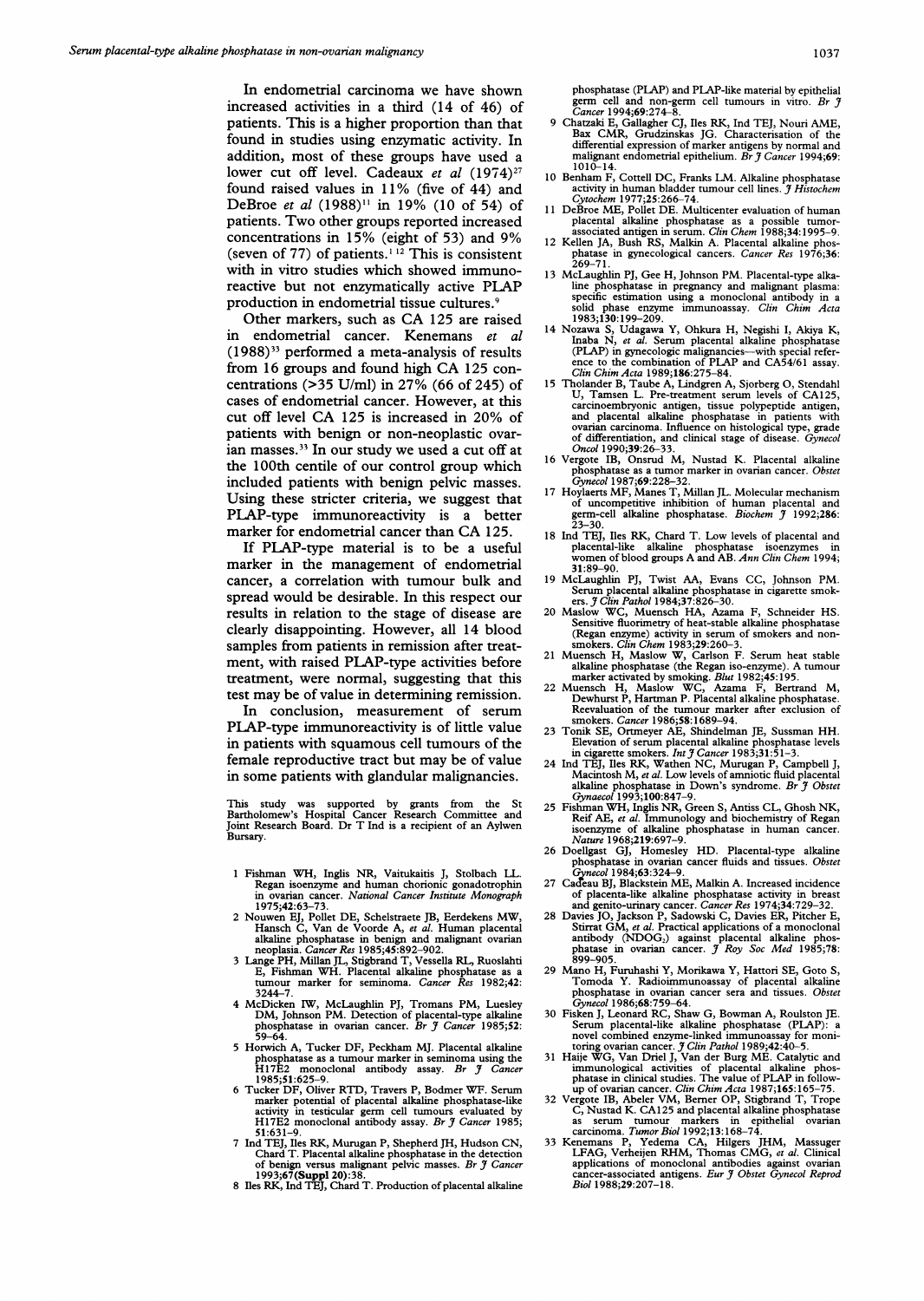In endometrial carcinoma we have shown increased activities in a third (14 of 46) of patients. This is a higher proportion than that found in studies using enzymatic activity. In addition, most of these groups have used a lower cut off level. Cadeaux *et al* (1974)[27] found raised values in 11% (five of 44) and DeBroe *et al* (1988)[11] in 19% (10 of 54) of patients. Two other groups reported increased concentrations in 15% (eight of 53) and 9% (seven of 77) of patients.[1,12] This is consistent with in vitro studies which showed immunoreactive but not enzymatically active PLAP production in endometrial tissue cultures.[9]

Other markers, such as CA 125 are raised in endometrial cancer. Kenemans *et al* (1988)[33] performed a meta-analysis of results from 16 groups and found high CA 125 concentrations (>35 U/ml) in 27% (66 of 245) of cases of endometrial cancer. However, at this cut off level CA 125 is increased in 20% of patients with benign or non-neoplastic ovarian masses.[33] In our study we used a cut off at the 100th centile of our control group which included patients with benign pelvic masses. Using these stricter criteria, we suggest that PLAP-type immunoreactivity is a better marker for endometrial cancer than CA 125.

If PLAP-type material is to be a useful marker in the management of endometrial cancer, a correlation with tumour bulk and spread would be desirable. In this respect our results in relation to the stage of disease are clearly disappointing. However, all 14 blood samples from patients in remission after treatment, with raised PLAP-type activities before treatment, were normal, suggesting that this test may be of value in determining remission.

In conclusion, measurement of serum PLAP-type immunoreactivity is of little value in patients with squamous cell tumours of the female reproductive tract but may be of value in some patients with glandular malignancies.

This study was supported by grants from the St Bartholomew's Hospital Cancer Research Committee and Joint Research Board. Dr T Ind is a recipient of an Aylwen Bursary.

1 Fishman WH, Inglis NR, Vaitukaitis J, Stolbach LL. Regan isoenzyme and human chorionic gonadotrophin in ovarian cancer. *National Cancer Institute Monograph* 1975;42:63–73.
2 Nouwen EJ, Pollet DE, Schelstraete JB, Eerdekens MW, Hansch C, Van de Voorde A, *et al.* Human placental alkaline phosphatase in benign and malignant ovarian neoplasia. *Cancer Res* 1985;45:892–902.
3 Lange PH, Millan JL, Stigbrand T, Vessella RL, Ruoslahti E, Fishman WH. Placental alkaline phosphatase as a tumour marker for seminoma. *Cancer Res* 1982;42:3244–7.
4 McDicken IW, McLaughlin PJ, Tromans PM, Luesley DM, Johnson PM. Detection of placental-type alkaline phosphatase in ovarian cancer. *Br J Cancer* 1985;52:59–64.
5 Horwich A, Tucker DF, Peckham MJ. Placental alkaline phosphatase as a tumour marker in seminoma using the H17E2 monoclonal antibody assay. *Br J Cancer* 1985;51:625–9.
6 Tucker DF, Oliver RTD, Travers P, Bodmer WF. Serum marker potential of placental alkaline phosphatase-like activity in testicular germ cell tumours evaluated by H17E2 monoclonal antibody assay. *Br J Cancer* 1985;51:631–9.
7 Ind TEJ, Iles RK, Murugan P, Shepherd JH, Hudson CN, Chard T. Placental alkaline phosphatase in the detection of benign versus malignant pelvic masses. *Br J Cancer* 1993;67(Suppl 20):38.
8 Iles RK, Ind TEJ, Chard T. Production of placental alkaline phosphatase (PLAP) and PLAP-like material by epithelial germ cell and non-germ cell tumours in vitro. *Br J Cancer* 1994;69:274–8.
9 Chatzaki E, Gallagher CJ, Iles RK, Ind TEJ, Nouri AME, Bax CMR, Grudzinskas JG. Characterisation of the differential expression of marker antigens by normal and malignant endometrial epithelium. *Br J Cancer* 1994;69:1010–14.
10 Benham F, Cottell DC, Franks LM. Alkaline phosphatase activity in human bladder tumour cell lines. *J Histochem Cytochem* 1977;25:266–74.
11 DeBroe ME, Pollet DE. Multicenter evaluation of human placental alkaline phosphatase as a possible tumor-associated antigen in serum. *Clin Chem* 1988;34:1995–9.
12 Kellen JA, Bush RS, Malkin A. Placental alkaline phosphatase in gynecological cancers. *Cancer Res* 1976;36:269–71.
13 McLaughlin PJ, Gee H, Johnson PM. Placental-type alkaline phosphatase in pregnancy and malignant plasma: specific estimation using a monoclonal antibody in a solid phase enzyme immunoassay. *Clin Chim Acta* 1983;130:199–209.
14 Nozawa S, Udagawa Y, Ohkura H, Negishi I, Akiya K, Inaba N, *et al.* Serum placental alkaline phosphatase (PLAP) in gynecologic malignancies—with special reference to the combination of PLAP and CA54/61 assay. *Clin Chim Acta* 1989;186:275–84.
15 Tholander B, Taube A, Lindgren A, Sjoberg O, Stendahl U, Tamsen L. Pre-treatment serum levels of CA125, carcinoembryonic antigen, tissue polypeptide antigen, and placental alkaline phosphatase in patients with ovarian carcinoma. Influence on histological type, grade of differentiation, and clinical stage of disease. *Gynecol Oncol* 1990;39:26–33.
16 Vergote IB, Onsrud M, Nustad K. Placental alkaline phosphatase as a tumor marker in ovarian cancer. *Obstet Gynecol* 1987;69:228–32.
17 Hoylaerts MF, Manes T, Millan JL. Molecular mechanism of uncompetitive inhibition of human placental and germ-cell alkaline phosphatase. *Biochem J* 1992;286:23–30.
18 Ind TEJ, Iles RK, Chard T. Low levels of placental and placental-like alkaline phosphatase isoenzymes in women of blood groups A and AB. *Ann Clin Chem* 1994;31:89–90.
19 McLaughlin PJ, Twist AA, Evans CC, Johnson PM. Serum placental alkaline phosphatase in cigarette smokers. *J Clin Pathol* 1984;37:826–30.
20 Maslow WC, Muensch HA, Azama F, Schneider HS. Sensitive fluorimetry of heat-stable alkaline phosphatase (Regan enzyme) activity in serum of smokers and non-smokers. *Clin Chem* 1983;29:260–3.
21 Muensch H, Maslow W, Carlson F. Serum heat stable alkaline phosphatase (the Regan iso-enzyme). A tumour marker activated by smoking. *Blut* 1982;45:195.
22 Muensch H, Maslow WC, Azama F, Bertrand M, Dewhurst P, Hartman P. Placental alkaline phosphatase. Reevaluation of the tumour marker after exclusion of smokers. *Cancer* 1986;58:1689–94.
23 Tonik SE, Ortmeyer AE, Shindelman JE, Sussman HH. Elevation of serum placental alkaline phosphatase levels in cigarette smokers. *Int J Cancer* 1983;31:51–3.
24 Ind TEJ, Iles RK, Wathen NC, Murugan P, Campbell J, Macintosh M, *et al.* Low levels of amniotic fluid placental alkaline phosphatase in Down's syndrome. *Br J Obstet Gynaecol* 1993;100:847–9.
25 Fishman WH, Inglis NR, Green S, Antiss CL, Ghosh NK, Reif AE, *et al.* Immunology and biochemistry of Regan isoenzyme of alkaline phosphatase in human cancer. *Nature* 1968;219:697–9.
26 Doellgast GJ, Homesley HD. Placental-type alkaline phosphatase in ovarian cancer fluids and tissues. *Obstet Gynecol* 1984;63:324–9.
27 Cadeau BJ, Blackstein ME, Malkin A. Increased incidence of placenta-like alkaline phosphatase activity in breast and genito-urinary cancer. *Cancer Res* 1974;34:729–32.
28 Davies JO, Jackson P, Sadowski C, Davies ER, Pitcher E, Stirrat GM, *et al.* Practical applications of a monoclonal antibody (NDOG$_2$) against placental alkaline phosphatase in ovarian cancer. *J Roy Soc Med* 1985;78:899–905.
29 Mano H, Furuhashi Y, Morikawa Y, Hattori SE, Goto S, Tomoda Y. Radioimmunoassay of placental alkaline phosphatase in ovarian cancer sera and tissues. *Obstet Gynecol* 1986;68:759–64.
30 Fisken J, Leonard RC, Shaw G, Bowman A, Roulston JE. Serum placental-like alkaline phosphatase (PLAP): a novel combined enzyme-linked immunoassay for monitoring ovarian cancer. *J Clin Pathol* 1989;42:40–5.
31 Haije WG, Van Driel J, Van der Burg ME. Catalytic and immunological activities of placental alkaline phosphatase in clinical studies. The value of PLAP in follow-up of ovarian cancer. *Clin Chim Acta* 1987;165:165–75.
32 Vergote IB, Abeler VM, Berner OP, Stigbrand T, Trope C, Nustad K. CA125 and placental alkaline phosphatase as serum tumour markers in epithelial ovarian carcinoma. *Tumor Biol* 1992;13:168–74.
33 Kenemans P, Yedema CA, Hilgers JHM, Massuger LFAG, Verheijen RHM, Thomas CMG, *et al.* Clinical applications of monoclonal antibodies against ovarian cancer-associated antigens. *Eur J Obstet Gynecol Reprod Biol* 1988;29:207–18.